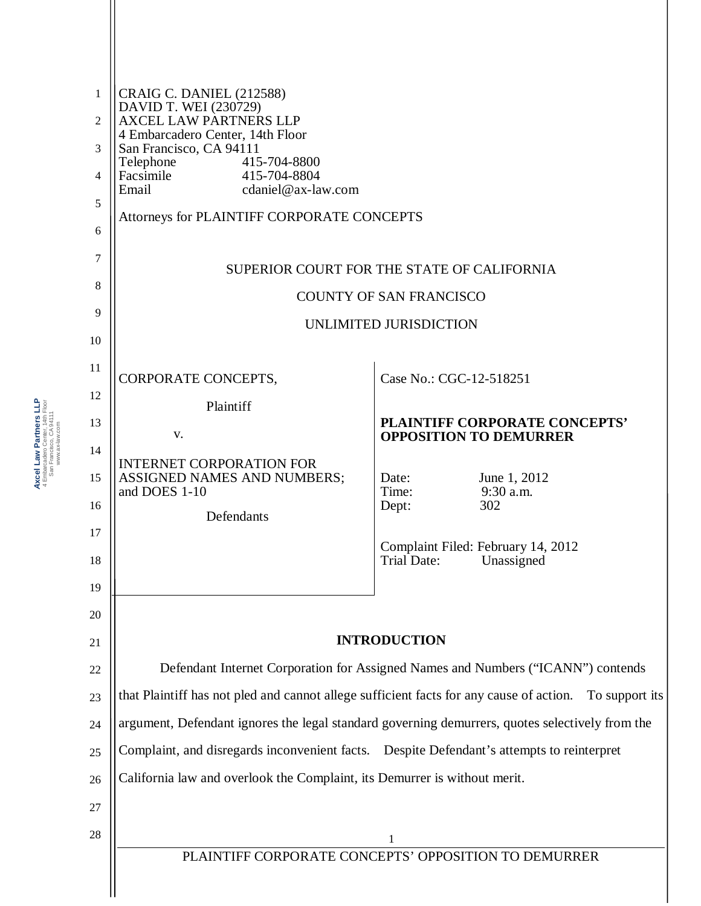CRAIG C. DANIEL (212588)
DAVID T. WEI (230729)
AXCEL LAW PARTNERS LLP
4 Embarcadero Center, 14th Floor
San Francisco, CA 94111
Telephone 415-704-8800
Facsimile 415-704-8804
Email cdaniel@ax-law.com

Attorneys for PLAINTIFF CORPORATE CONCEPTS

SUPERIOR COURT FOR THE STATE OF CALIFORNIA

COUNTY OF SAN FRANCISCO

UNLIMITED JURISDICTION

CORPORATE CONCEPTS,

Plaintiff

v.

INTERNET CORPORATION FOR ASSIGNED NAMES AND NUMBERS; and DOES 1-10

Defendants

Case No.: CGC-12-518251

**PLAINTIFF CORPORATE CONCEPTS' OPPOSITION TO DEMURRER**

Date: June 1, 2012
Time: 9:30 a.m.
Dept: 302

Complaint Filed: February 14, 2012
Trial Date: Unassigned

## INTRODUCTION

Defendant Internet Corporation for Assigned Names and Numbers ("ICANN") contends that Plaintiff has not pled and cannot allege sufficient facts for any cause of action. To support its argument, Defendant ignores the legal standard governing demurrers, quotes selectively from the Complaint, and disregards inconvenient facts. Despite Defendant's attempts to reinterpret California law and overlook the Complaint, its Demurrer is without merit.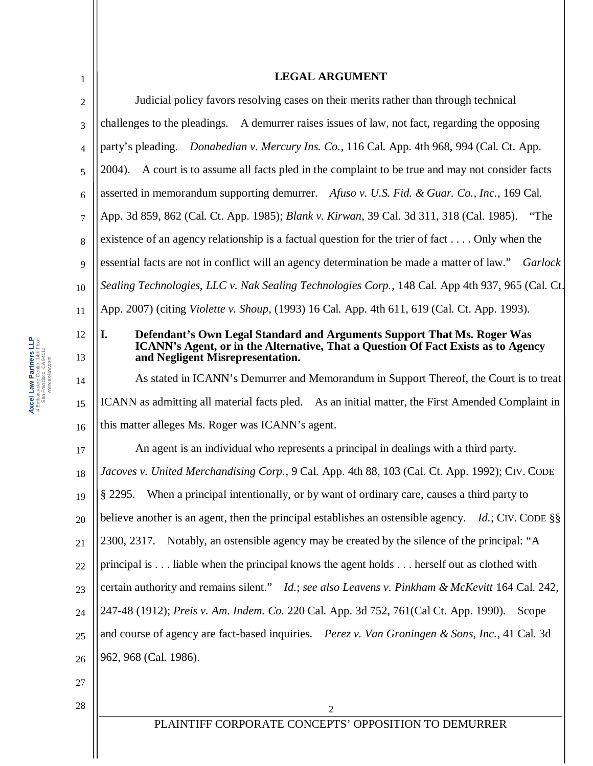## LEGAL ARGUMENT

Judicial policy favors resolving cases on their merits rather than through technical challenges to the pleadings. A demurrer raises issues of law, not fact, regarding the opposing party's pleading. *Donabedian v. Mercury Ins. Co.*, 116 Cal. App. 4th 968, 994 (Cal. Ct. App. 2004). A court is to assume all facts pled in the complaint to be true and may not consider facts asserted in memorandum supporting demurrer. *Afuso v. U.S. Fid. & Guar. Co., Inc.*, 169 Cal. App. 3d 859, 862 (Cal. Ct. App. 1985); *Blank v. Kirwan*, 39 Cal. 3d 311, 318 (Cal. 1985). "The existence of an agency relationship is a factual question for the trier of fact . . . . Only when the essential facts are not in conflict will an agency determination be made a matter of law." *Garlock Sealing Technologies, LLC v. Nak Sealing Technologies Corp.*, 148 Cal. App 4th 937, 965 (Cal. Ct. App. 2007) (citing *Violette v. Shoup*, (1993) 16 Cal. App. 4th 611, 619 (Cal. Ct. App. 1993).

### I. Defendant's Own Legal Standard and Arguments Support That Ms. Roger Was ICANN's Agent, or in the Alternative, That a Question Of Fact Exists as to Agency and Negligent Misrepresentation.

As stated in ICANN's Demurrer and Memorandum in Support Thereof, the Court is to treat ICANN as admitting all material facts pled. As an initial matter, the First Amended Complaint in this matter alleges Ms. Roger was ICANN's agent.

An agent is an individual who represents a principal in dealings with a third party. *Jacoves v. United Merchandising Corp.*, 9 Cal. App. 4th 88, 103 (Cal. Ct. App. 1992); CIV. CODE § 2295. When a principal intentionally, or by want of ordinary care, causes a third party to believe another is an agent, then the principal establishes an ostensible agency. *Id.*; CIV. CODE §§ 2300, 2317. Notably, an ostensible agency may be created by the silence of the principal: "A principal is . . . liable when the principal knows the agent holds . . . herself out as clothed with certain authority and remains silent." *Id.*; *see also Leavens v. Pinkham & McKevitt* 164 Cal. 242, 247-48 (1912); *Preis v. Am. Indem. Co.* 220 Cal. App. 3d 752, 761(Cal Ct. App. 1990). Scope and course of agency are fact-based inquiries. *Perez v. Van Groningen & Sons, Inc.*, 41 Cal. 3d 962, 968 (Cal. 1986).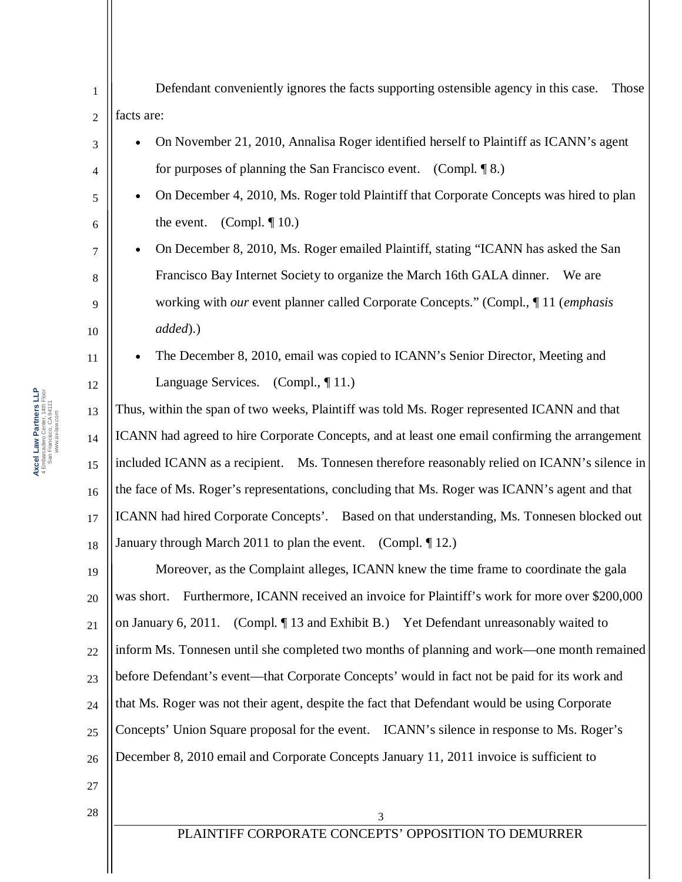Defendant conveniently ignores the facts supporting ostensible agency in this case. Those facts are:

- On November 21, 2010, Annalisa Roger identified herself to Plaintiff as ICANN's agent for purposes of planning the San Francisco event. (Compl. ¶ 8.)
- On December 4, 2010, Ms. Roger told Plaintiff that Corporate Concepts was hired to plan the event. (Compl. ¶ 10.)
- On December 8, 2010, Ms. Roger emailed Plaintiff, stating "ICANN has asked the San Francisco Bay Internet Society to organize the March 16th GALA dinner. We are working with *our* event planner called Corporate Concepts." (Compl., ¶ 11 (*emphasis added*).)
- The December 8, 2010, email was copied to ICANN's Senior Director, Meeting and Language Services. (Compl., ¶ 11.)

Thus, within the span of two weeks, Plaintiff was told Ms. Roger represented ICANN and that ICANN had agreed to hire Corporate Concepts, and at least one email confirming the arrangement included ICANN as a recipient. Ms. Tonnesen therefore reasonably relied on ICANN's silence in the face of Ms. Roger's representations, concluding that Ms. Roger was ICANN's agent and that ICANN had hired Corporate Concepts'. Based on that understanding, Ms. Tonnesen blocked out January through March 2011 to plan the event. (Compl. ¶ 12.)

Moreover, as the Complaint alleges, ICANN knew the time frame to coordinate the gala was short. Furthermore, ICANN received an invoice for Plaintiff's work for more over $200,000 on January 6, 2011. (Compl. ¶ 13 and Exhibit B.) Yet Defendant unreasonably waited to inform Ms. Tonnesen until she completed two months of planning and work—one month remained before Defendant's event—that Corporate Concepts' would in fact not be paid for its work and that Ms. Roger was not their agent, despite the fact that Defendant would be using Corporate Concepts' Union Square proposal for the event. ICANN's silence in response to Ms. Roger's December 8, 2010 email and Corporate Concepts January 11, 2011 invoice is sufficient to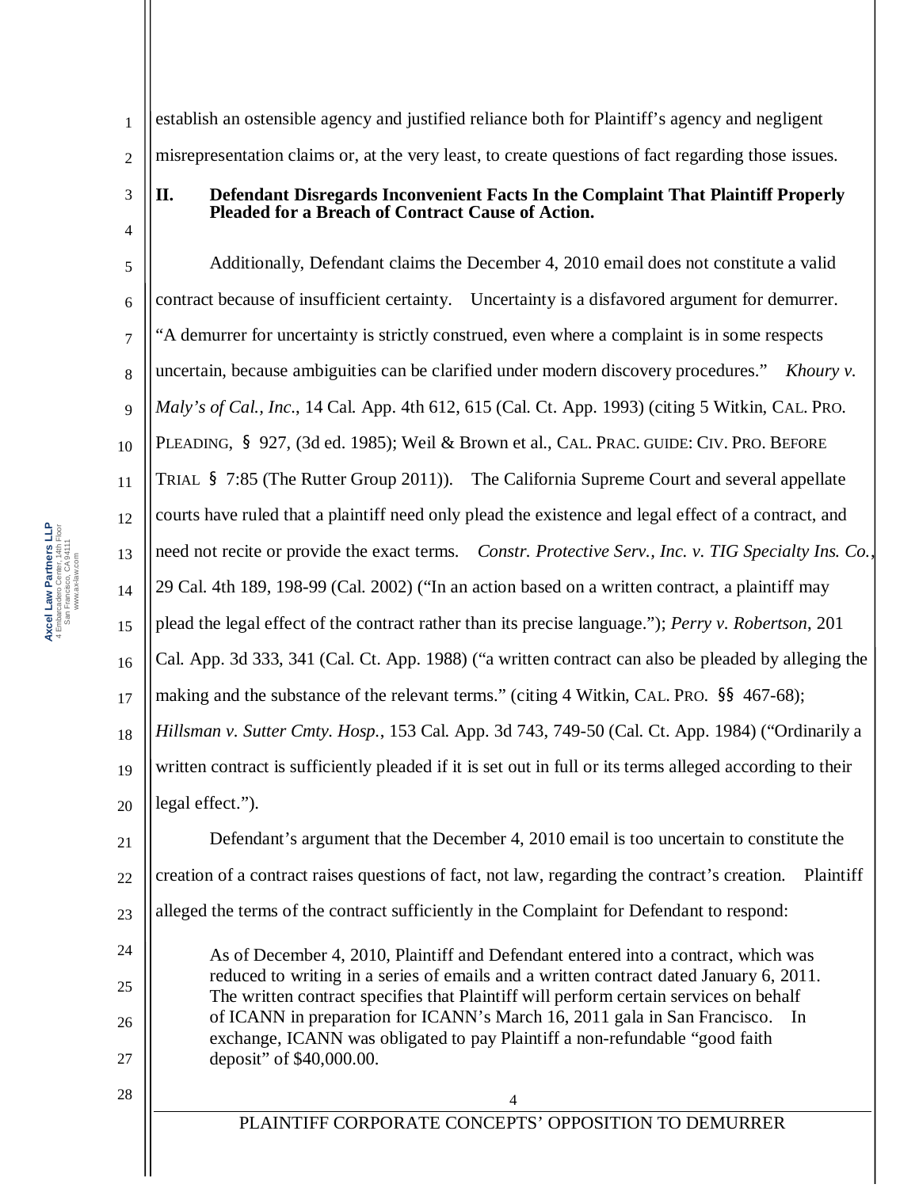establish an ostensible agency and justified reliance both for Plaintiff's agency and negligent misrepresentation claims or, at the very least, to create questions of fact regarding those issues.

## II. Defendant Disregards Inconvenient Facts In the Complaint That Plaintiff Properly Pleaded for a Breach of Contract Cause of Action.

Additionally, Defendant claims the December 4, 2010 email does not constitute a valid contract because of insufficient certainty. Uncertainty is a disfavored argument for demurrer. "A demurrer for uncertainty is strictly construed, even where a complaint is in some respects uncertain, because ambiguities can be clarified under modern discovery procedures." *Khoury v. Maly's of Cal., Inc.*, 14 Cal. App. 4th 612, 615 (Cal. Ct. App. 1993) (citing 5 Witkin, CAL. PRO. PLEADING, § 927, (3d ed. 1985); Weil & Brown et al., CAL. PRAC. GUIDE: CIV. PRO. BEFORE TRIAL § 7:85 (The Rutter Group 2011)). The California Supreme Court and several appellate courts have ruled that a plaintiff need only plead the existence and legal effect of a contract, and need not recite or provide the exact terms. *Constr. Protective Serv., Inc. v. TIG Specialty Ins. Co.*, 29 Cal. 4th 189, 198-99 (Cal. 2002) ("In an action based on a written contract, a plaintiff may plead the legal effect of the contract rather than its precise language."); *Perry v. Robertson*, 201 Cal. App. 3d 333, 341 (Cal. Ct. App. 1988) ("a written contract can also be pleaded by alleging the making and the substance of the relevant terms." (citing 4 Witkin, CAL. PRO. §§ 467-68); *Hillsman v. Sutter Cmty. Hosp.*, 153 Cal. App. 3d 743, 749-50 (Cal. Ct. App. 1984) ("Ordinarily a written contract is sufficiently pleaded if it is set out in full or its terms alleged according to their legal effect.").

Defendant's argument that the December 4, 2010 email is too uncertain to constitute the creation of a contract raises questions of fact, not law, regarding the contract's creation. Plaintiff alleged the terms of the contract sufficiently in the Complaint for Defendant to respond:

> As of December 4, 2010, Plaintiff and Defendant entered into a contract, which was reduced to writing in a series of emails and a written contract dated January 6, 2011. The written contract specifies that Plaintiff will perform certain services on behalf of ICANN in preparation for ICANN's March 16, 2011 gala in San Francisco. In exchange, ICANN was obligated to pay Plaintiff a non-refundable "good faith deposit" of $40,000.00.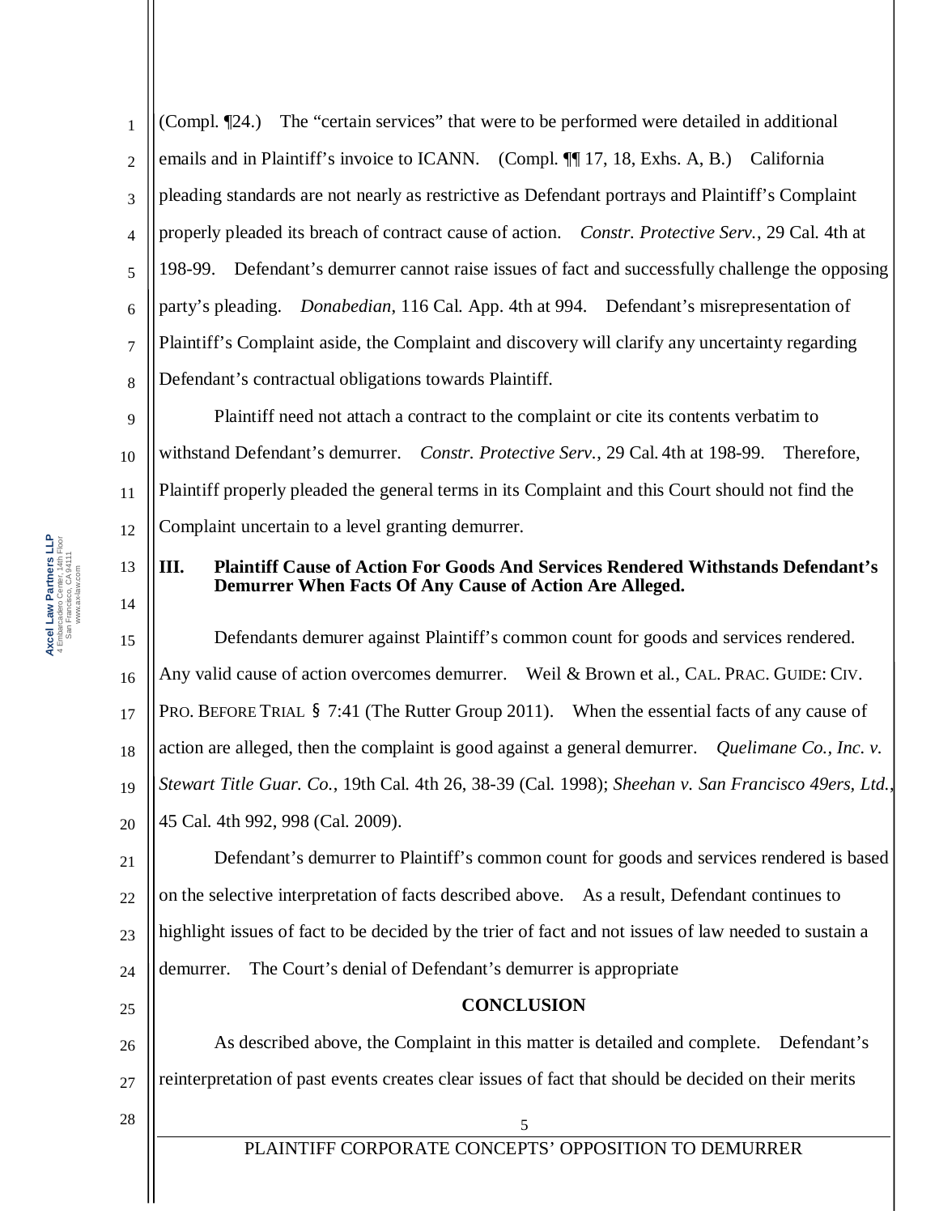(Compl. ¶24.) The "certain services" that were to be performed were detailed in additional emails and in Plaintiff's invoice to ICANN. (Compl. ¶¶ 17, 18, Exhs. A, B.) California pleading standards are not nearly as restrictive as Defendant portrays and Plaintiff's Complaint properly pleaded its breach of contract cause of action. *Constr. Protective Serv.*, 29 Cal. 4th at 198-99. Defendant's demurrer cannot raise issues of fact and successfully challenge the opposing party's pleading. *Donabedian*, 116 Cal. App. 4th at 994. Defendant's misrepresentation of Plaintiff's Complaint aside, the Complaint and discovery will clarify any uncertainty regarding Defendant's contractual obligations towards Plaintiff.

Plaintiff need not attach a contract to the complaint or cite its contents verbatim to withstand Defendant's demurrer. *Constr. Protective Serv.*, 29 Cal. 4th at 198-99. Therefore, Plaintiff properly pleaded the general terms in its Complaint and this Court should not find the Complaint uncertain to a level granting demurrer.

### III. Plaintiff Cause of Action For Goods And Services Rendered Withstands Defendant's Demurrer When Facts Of Any Cause of Action Are Alleged.

Defendants demurrer against Plaintiff's common count for goods and services rendered. Any valid cause of action overcomes demurrer. Weil & Brown et al., CAL. PRAC. GUIDE: CIV. PRO. BEFORE TRIAL § 7:41 (The Rutter Group 2011). When the essential facts of any cause of action are alleged, then the complaint is good against a general demurrer. *Quelimane Co., Inc. v. Stewart Title Guar. Co.*, 19th Cal. 4th 26, 38-39 (Cal. 1998); *Sheehan v. San Francisco 49ers, Ltd.*, 45 Cal. 4th 992, 998 (Cal. 2009).

Defendant's demurrer to Plaintiff's common count for goods and services rendered is based on the selective interpretation of facts described above. As a result, Defendant continues to highlight issues of fact to be decided by the trier of fact and not issues of law needed to sustain a demurrer. The Court's denial of Defendant's demurrer is appropriate

## CONCLUSION

As described above, the Complaint in this matter is detailed and complete. Defendant's reinterpretation of past events creates clear issues of fact that should be decided on their merits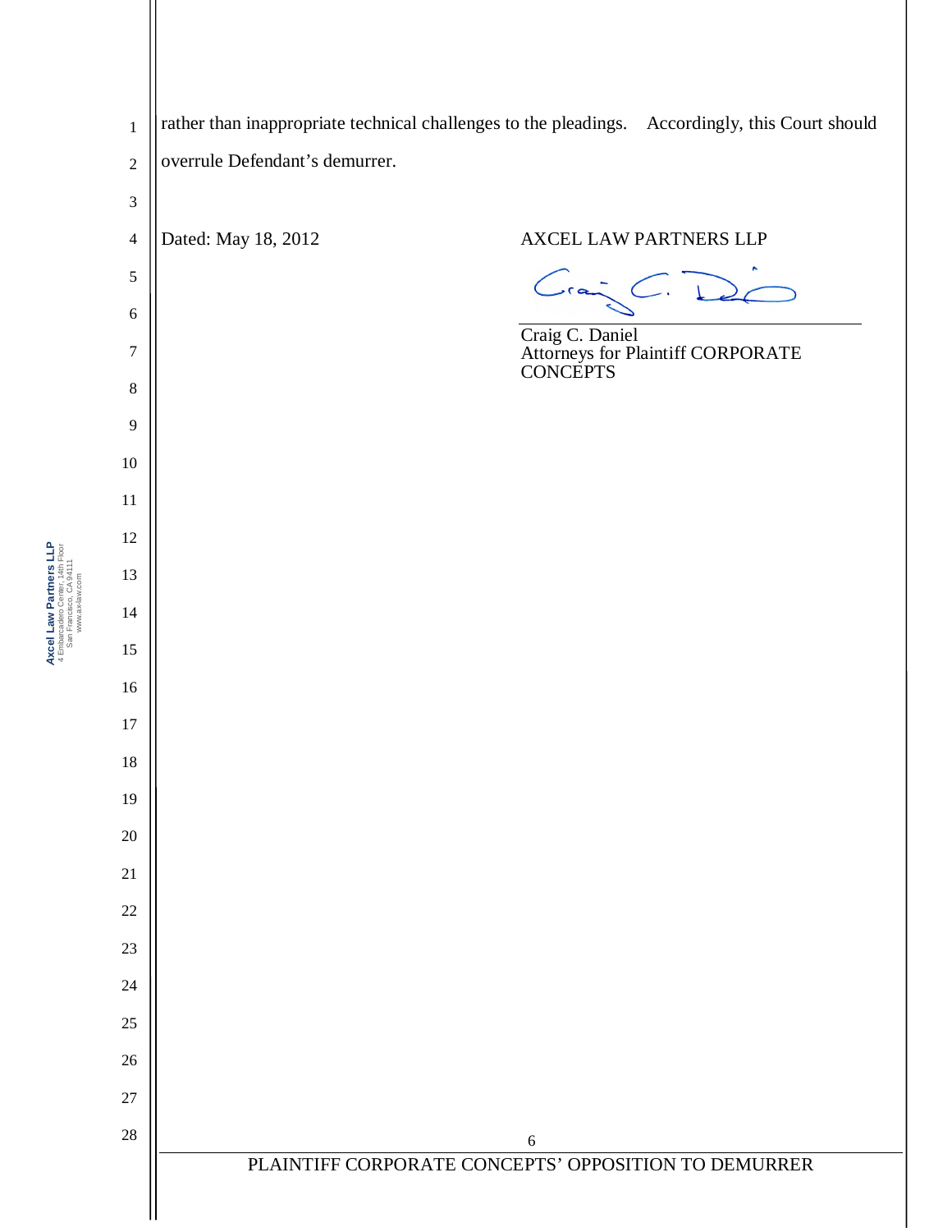rather than inappropriate technical challenges to the pleadings. Accordingly, this Court should overrule Defendant's demurrer.

Dated: May 18, 2012

AXCEL LAW PARTNERS LLP

Craig C. Daniel
Attorneys for Plaintiff CORPORATE CONCEPTS